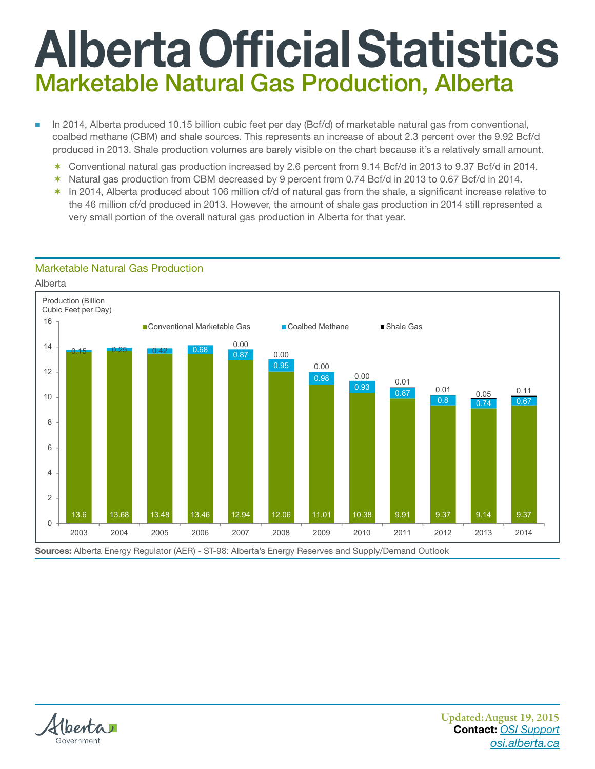# Alberta Official Statistics

## Marketable Natural Gas Production, Alberta

- In 2014, Alberta produced 10.15 billion cubic feet per day (Bcf/d) of marketable natural gas from conventional, coalbed methane (CBM) and shale sources. This represents an increase of about 2.3 percent over the 9.92 Bcf/d produced in 2013. Shale production volumes are barely visible on the chart because it's a relatively small amount.
  - Conventional natural gas production increased by 2.6 percent from 9.14 Bcf/d in 2013 to 9.37 Bcf/d in 2014.
  - Natural gas production from CBM decreased by 9 percent from 0.74 Bcf/d in 2013 to 0.67 Bcf/d in 2014.
  - In 2014, Alberta produced about 106 million cf/d of natural gas from the shale, a significant increase relative to the 46 million cf/d produced in 2013. However, the amount of shale gas production in 2014 still represented a very small portion of the overall natural gas production in Alberta for that year.

### Marketable Natural Gas Production

Alberta

Production (Billion Cubic Feet per Day)

| Year | Conventional Marketable Gas | Coalbed Methane | Shale Gas |
|---|---|---|---|
| 2003 | 13.6 | 0.15 | |
| 2004 | 13.68 | 0.25 | |
| 2005 | 13.48 | 0.42 | |
| 2006 | 13.46 | 0.68 | |
| 2007 | 12.94 | 0.87 | 0.00 |
| 2008 | 12.06 | 0.95 | 0.00 |
| 2009 | 11.01 | 0.98 | 0.00 |
| 2010 | 10.38 | 0.93 | 0.00 |
| 2011 | 9.91 | 0.87 | 0.01 |
| 2012 | 9.37 | 0.8 | 0.01 |
| 2013 | 9.14 | 0.74 | 0.05 |
| 2014 | 9.37 | 0.67 | 0.11 |

**Sources:** Alberta Energy Regulator (AER) - ST-98: Alberta's Energy Reserves and Supply/Demand Outlook

Alberta Government

Updated: August 19, 2015

**Contact:** OSI Support

osi.alberta.ca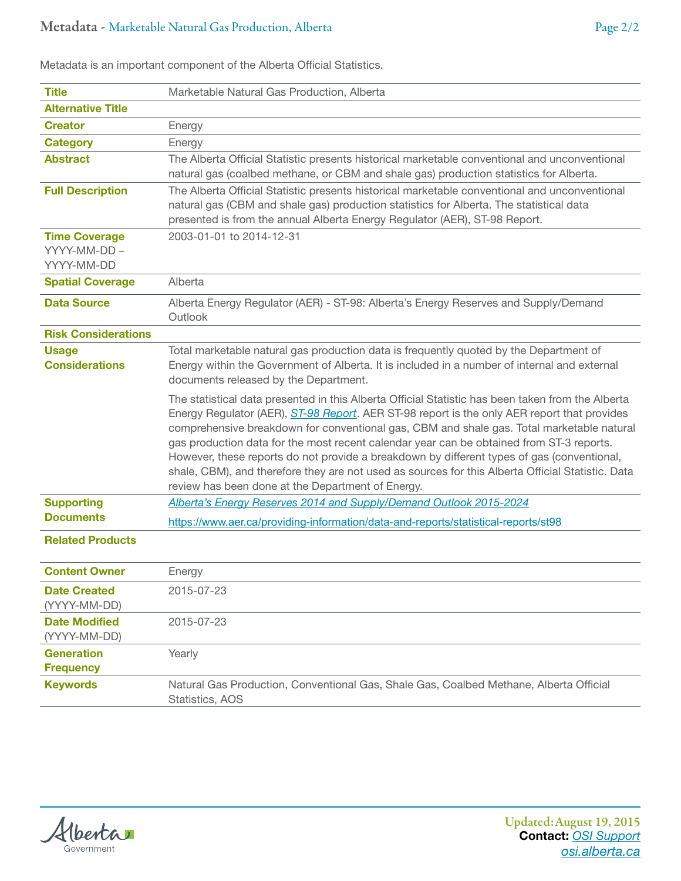Metadata is an important component of the Alberta Official Statistics.

| | |
|---|---|
| **Title** | Marketable Natural Gas Production, Alberta |
| **Alternative Title** | |
| **Creator** | Energy |
| **Category** | Energy |
| **Abstract** | The Alberta Official Statistic presents historical marketable conventional and unconventional natural gas (coalbed methane, or CBM and shale gas) production statistics for Alberta. |
| **Full Description** | The Alberta Official Statistic presents historical marketable conventional and unconventional natural gas (CBM and shale gas) production statistics for Alberta. The statistical data presented is from the annual Alberta Energy Regulator (AER), ST-98 Report. |
| **Time Coverage** YYYY-MM-DD – YYYY-MM-DD | 2003-01-01 to 2014-12-31 |
| **Spatial Coverage** | Alberta |
| **Data Source** | Alberta Energy Regulator (AER) - ST-98: Alberta's Energy Reserves and Supply/Demand Outlook |
| **Risk Considerations** | |
| **Usage Considerations** | Total marketable natural gas production data is frequently quoted by the Department of Energy within the Government of Alberta. It is included in a number of internal and external documents released by the Department. The statistical data presented in this Alberta Official Statistic has been taken from the Alberta Energy Regulator (AER), *ST-98 Report*. AER ST-98 report is the only AER report that provides comprehensive breakdown for conventional gas, CBM and shale gas. Total marketable natural gas production data for the most recent calendar year can be obtained from ST-3 reports. However, these reports do not provide a breakdown by different types of gas (conventional, shale, CBM), and therefore they are not used as sources for this Alberta Official Statistic. Data review has been done at the Department of Energy. |
| **Supporting Documents** | *Alberta's Energy Reserves 2014 and Supply/Demand Outlook 2015-2024* https://www.aer.ca/providing-information/data-and-reports/statistical-reports/st98 |
| **Related Products** | |
| **Content Owner** | Energy |
| **Date Created** (YYYY-MM-DD) | 2015-07-23 |
| **Date Modified** (YYYY-MM-DD) | 2015-07-23 |
| **Generation Frequency** | Yearly |
| **Keywords** | Natural Gas Production, Conventional Gas, Shale Gas, Coalbed Methane, Alberta Official Statistics, AOS |

Updated: August 19, 2015

**Contact:** OSI Support
osi.alberta.ca